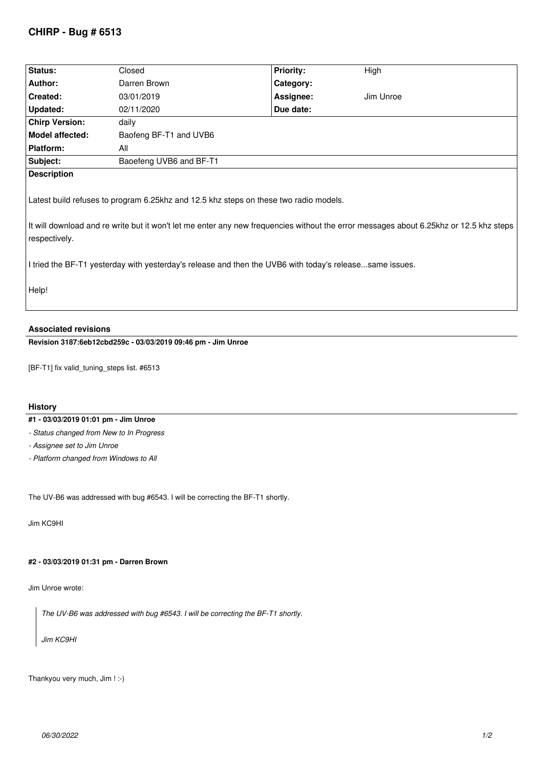# CHIRP - Bug # 6513

| Status: | Closed | Priority: | High |
|---|---|---|---|
| Author: | Darren Brown | Category: | |
| Created: | 03/01/2019 | Assignee: | Jim Unroe |
| Updated: | 02/11/2020 | Due date: | |
| Chirp Version: | daily | | |
| Model affected: | Baofeng BF-T1 and UVB6 | | |
| Platform: | All | | |
| Subject: | Baoefeng UVB6 and BF-T1 | | |

**Description**

Latest build refuses to program 6.25khz and 12.5 khz steps on these two radio models.

It will download and re write but it won't let me enter any new frequencies without the error messages about 6.25khz or 12.5 khz steps respectively.

I tried the BF-T1 yesterday with yesterday's release and then the UVB6 with today's release...same issues.

Help!

## Associated revisions

**Revision 3187:6eb12cbd259c - 03/03/2019 09:46 pm - Jim Unroe**

[BF-T1] fix valid_tuning_steps list. #6513

## History

**#1 - 03/03/2019 01:01 pm - Jim Unroe**

- *Status changed from New to In Progress*
- *Assignee set to Jim Unroe*
- *Platform changed from Windows to All*

The UV-B6 was addressed with bug #6543. I will be correcting the BF-T1 shortly.

Jim KC9HI

**#2 - 03/03/2019 01:31 pm - Darren Brown**

Jim Unroe wrote:

> *The UV-B6 was addressed with bug #6543. I will be correcting the BF-T1 shortly.*
>
> *Jim KC9HI*

Thankyou very much, Jim ! :-)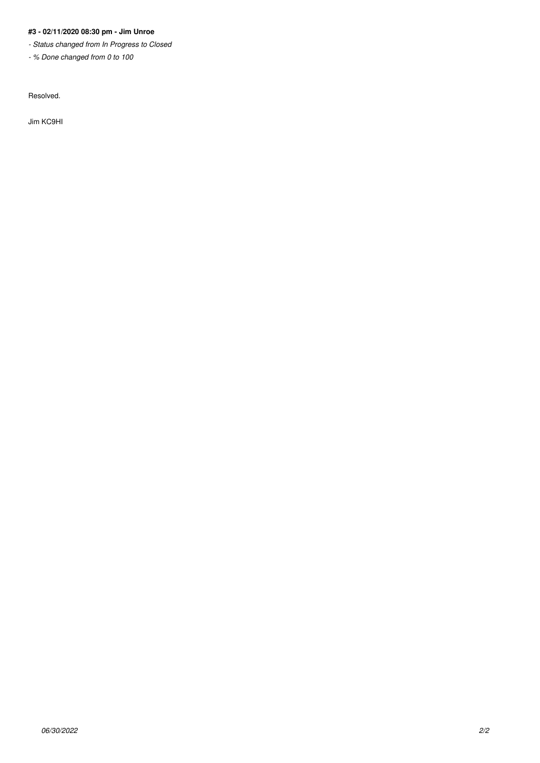**#3 - 02/11/2020 08:30 pm - Jim Unroe**

*- Status changed from In Progress to Closed*

*- % Done changed from 0 to 100*

Resolved.

Jim KC9HI